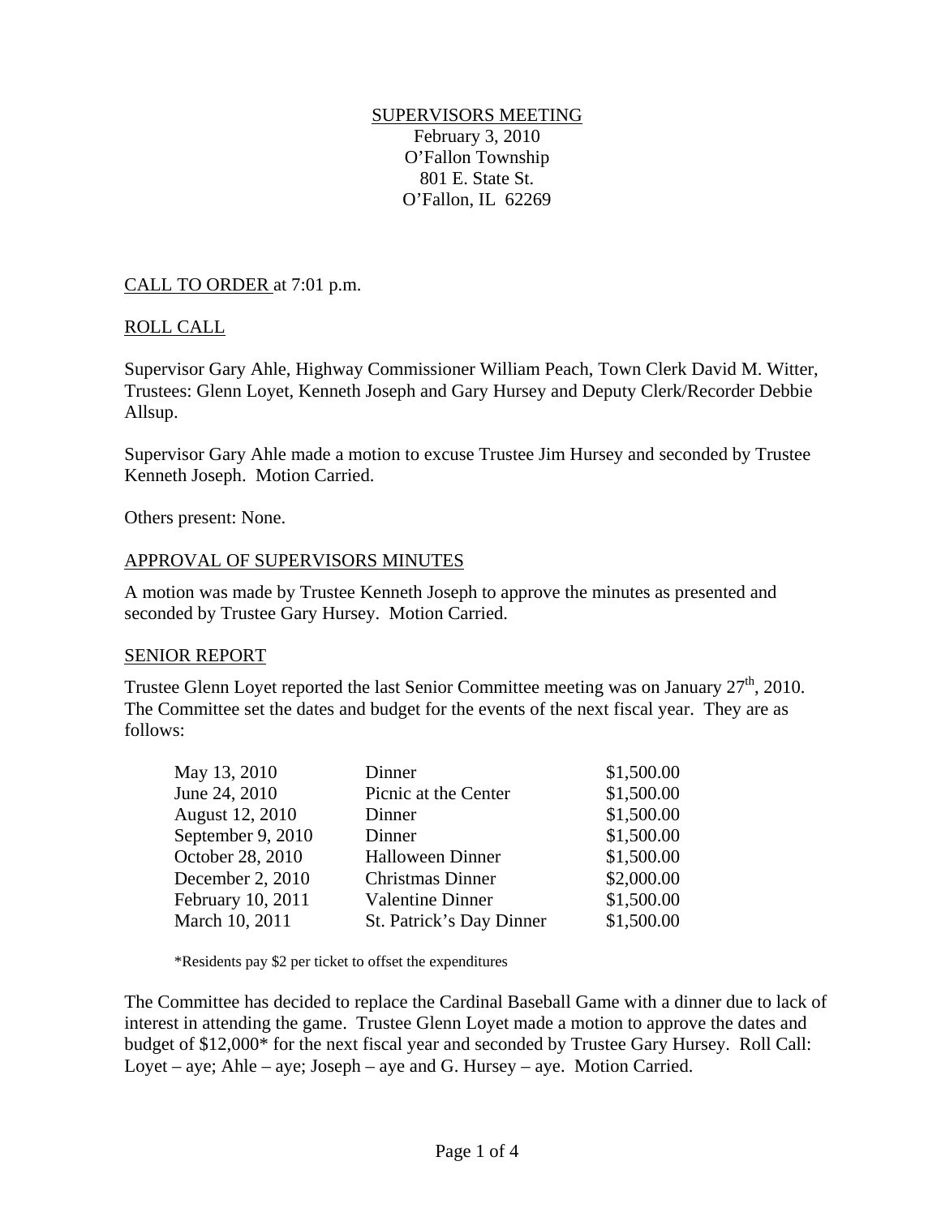SUPERVISORS MEETING
February 3, 2010
O'Fallon Township
801 E. State St.
O'Fallon, IL 62269

CALL TO ORDER at 7:01 p.m.

ROLL CALL

Supervisor Gary Ahle, Highway Commissioner William Peach, Town Clerk David M. Witter, Trustees: Glenn Loyet, Kenneth Joseph and Gary Hursey and Deputy Clerk/Recorder Debbie Allsup.

Supervisor Gary Ahle made a motion to excuse Trustee Jim Hursey and seconded by Trustee Kenneth Joseph. Motion Carried.

Others present: None.

APPROVAL OF SUPERVISORS MINUTES

A motion was made by Trustee Kenneth Joseph to approve the minutes as presented and seconded by Trustee Gary Hursey. Motion Carried.

SENIOR REPORT

Trustee Glenn Loyet reported the last Senior Committee meeting was on January 27th, 2010. The Committee set the dates and budget for the events of the next fiscal year. They are as follows:

| Date | Event | Budget |
|---|---|---|
| May 13, 2010 | Dinner | $1,500.00 |
| June 24, 2010 | Picnic at the Center | $1,500.00 |
| August 12, 2010 | Dinner | $1,500.00 |
| September 9, 2010 | Dinner | $1,500.00 |
| October 28, 2010 | Halloween Dinner | $1,500.00 |
| December 2, 2010 | Christmas Dinner | $2,000.00 |
| February 10, 2011 | Valentine Dinner | $1,500.00 |
| March 10, 2011 | St. Patrick's Day Dinner | $1,500.00 |

*Residents pay $2 per ticket to offset the expenditures

The Committee has decided to replace the Cardinal Baseball Game with a dinner due to lack of interest in attending the game. Trustee Glenn Loyet made a motion to approve the dates and budget of $12,000* for the next fiscal year and seconded by Trustee Gary Hursey. Roll Call: Loyet – aye; Ahle – aye; Joseph – aye and G. Hursey – aye. Motion Carried.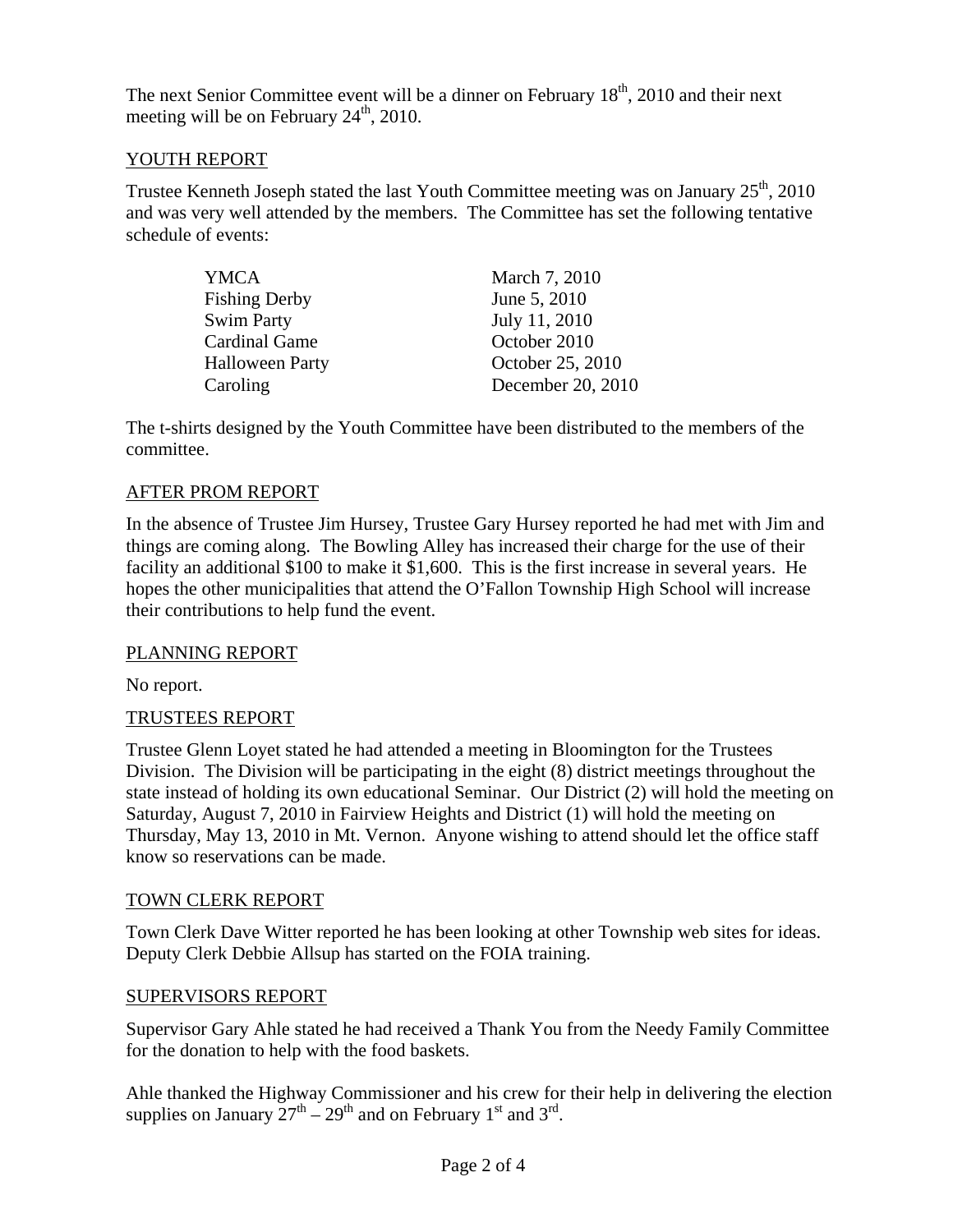The next Senior Committee event will be a dinner on February 18th, 2010 and their next meeting will be on February 24th, 2010.

## YOUTH REPORT

Trustee Kenneth Joseph stated the last Youth Committee meeting was on January 25th, 2010 and was very well attended by the members. The Committee has set the following tentative schedule of events:

| | |
|---|---|
| YMCA | March 7, 2010 |
| Fishing Derby | June 5, 2010 |
| Swim Party | July 11, 2010 |
| Cardinal Game | October 2010 |
| Halloween Party | October 25, 2010 |
| Caroling | December 20, 2010 |

The t-shirts designed by the Youth Committee have been distributed to the members of the committee.

## AFTER PROM REPORT

In the absence of Trustee Jim Hursey, Trustee Gary Hursey reported he had met with Jim and things are coming along. The Bowling Alley has increased their charge for the use of their facility an additional $100 to make it $1,600. This is the first increase in several years. He hopes the other municipalities that attend the O'Fallon Township High School will increase their contributions to help fund the event.

## PLANNING REPORT

No report.

## TRUSTEES REPORT

Trustee Glenn Loyet stated he had attended a meeting in Bloomington for the Trustees Division. The Division will be participating in the eight (8) district meetings throughout the state instead of holding its own educational Seminar. Our District (2) will hold the meeting on Saturday, August 7, 2010 in Fairview Heights and District (1) will hold the meeting on Thursday, May 13, 2010 in Mt. Vernon. Anyone wishing to attend should let the office staff know so reservations can be made.

## TOWN CLERK REPORT

Town Clerk Dave Witter reported he has been looking at other Township web sites for ideas. Deputy Clerk Debbie Allsup has started on the FOIA training.

## SUPERVISORS REPORT

Supervisor Gary Ahle stated he had received a Thank You from the Needy Family Committee for the donation to help with the food baskets.

Ahle thanked the Highway Commissioner and his crew for their help in delivering the election supplies on January 27th – 29th and on February 1st and 3rd.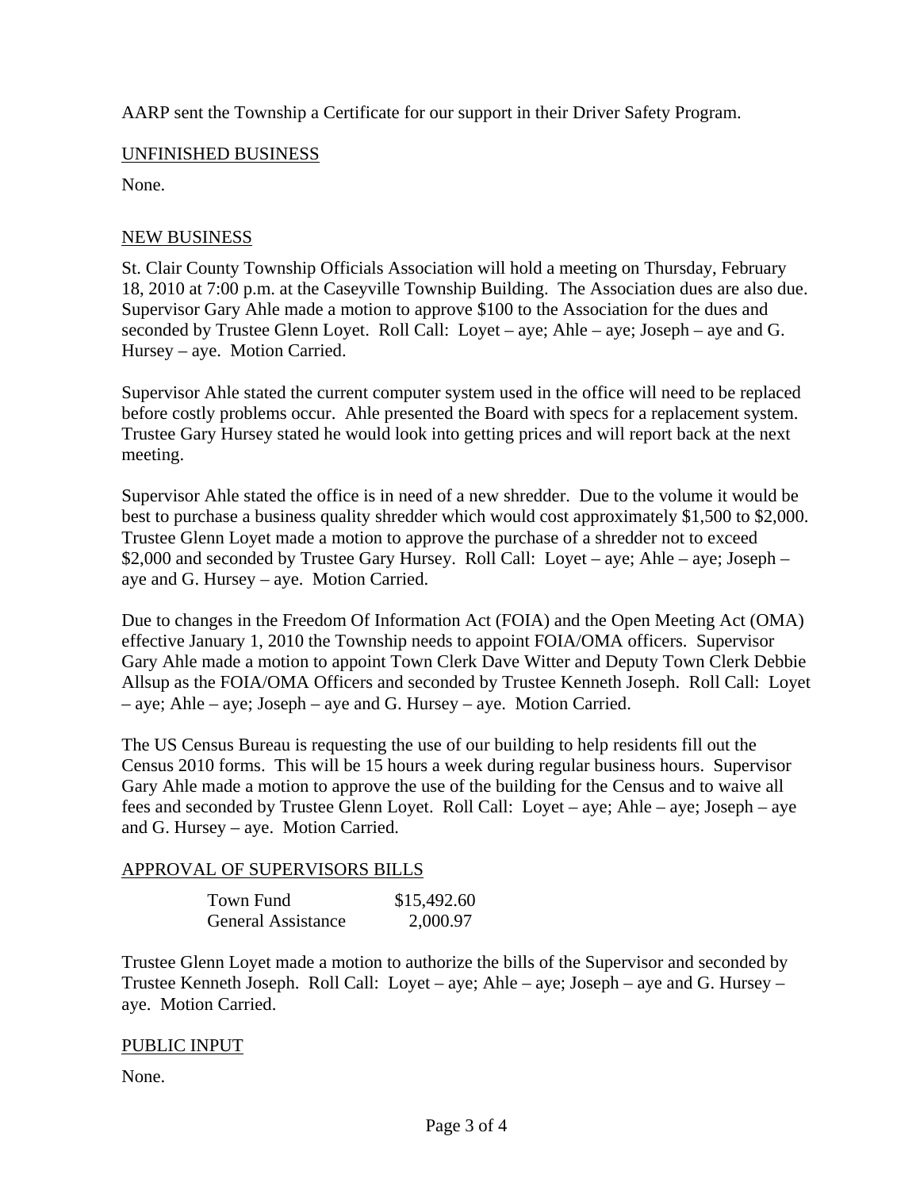AARP sent the Township a Certificate for our support in their Driver Safety Program.

## UNFINISHED BUSINESS

None.

## NEW BUSINESS

St. Clair County Township Officials Association will hold a meeting on Thursday, February 18, 2010 at 7:00 p.m. at the Caseyville Township Building. The Association dues are also due. Supervisor Gary Ahle made a motion to approve $100 to the Association for the dues and seconded by Trustee Glenn Loyet. Roll Call: Loyet – aye; Ahle – aye; Joseph – aye and G. Hursey – aye. Motion Carried.

Supervisor Ahle stated the current computer system used in the office will need to be replaced before costly problems occur. Ahle presented the Board with specs for a replacement system. Trustee Gary Hursey stated he would look into getting prices and will report back at the next meeting.

Supervisor Ahle stated the office is in need of a new shredder. Due to the volume it would be best to purchase a business quality shredder which would cost approximately $1,500 to $2,000. Trustee Glenn Loyet made a motion to approve the purchase of a shredder not to exceed $2,000 and seconded by Trustee Gary Hursey. Roll Call: Loyet – aye; Ahle – aye; Joseph – aye and G. Hursey – aye. Motion Carried.

Due to changes in the Freedom Of Information Act (FOIA) and the Open Meeting Act (OMA) effective January 1, 2010 the Township needs to appoint FOIA/OMA officers. Supervisor Gary Ahle made a motion to appoint Town Clerk Dave Witter and Deputy Town Clerk Debbie Allsup as the FOIA/OMA Officers and seconded by Trustee Kenneth Joseph. Roll Call: Loyet – aye; Ahle – aye; Joseph – aye and G. Hursey – aye. Motion Carried.

The US Census Bureau is requesting the use of our building to help residents fill out the Census 2010 forms. This will be 15 hours a week during regular business hours. Supervisor Gary Ahle made a motion to approve the use of the building for the Census and to waive all fees and seconded by Trustee Glenn Loyet. Roll Call: Loyet – aye; Ahle – aye; Joseph – aye and G. Hursey – aye. Motion Carried.

## APPROVAL OF SUPERVISORS BILLS

| | |
|---|---|
| Town Fund | $15,492.60 |
| General Assistance | 2,000.97 |

Trustee Glenn Loyet made a motion to authorize the bills of the Supervisor and seconded by Trustee Kenneth Joseph. Roll Call: Loyet – aye; Ahle – aye; Joseph – aye and G. Hursey – aye. Motion Carried.

## PUBLIC INPUT

None.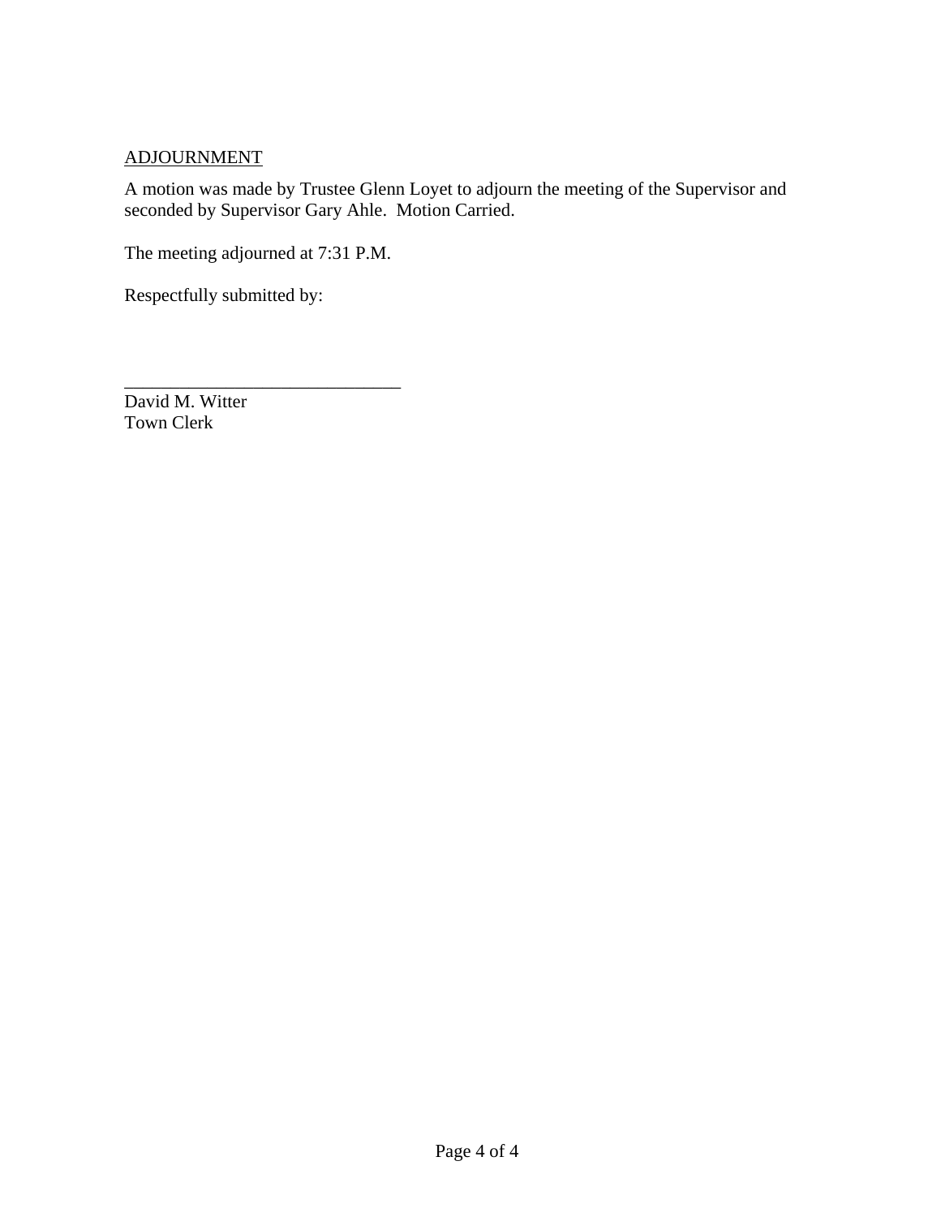ADJOURNMENT

A motion was made by Trustee Glenn Loyet to adjourn the meeting of the Supervisor and seconded by Supervisor Gary Ahle. Motion Carried.

The meeting adjourned at 7:31 P.M.

Respectfully submitted by:

______________________________
David M. Witter
Town Clerk